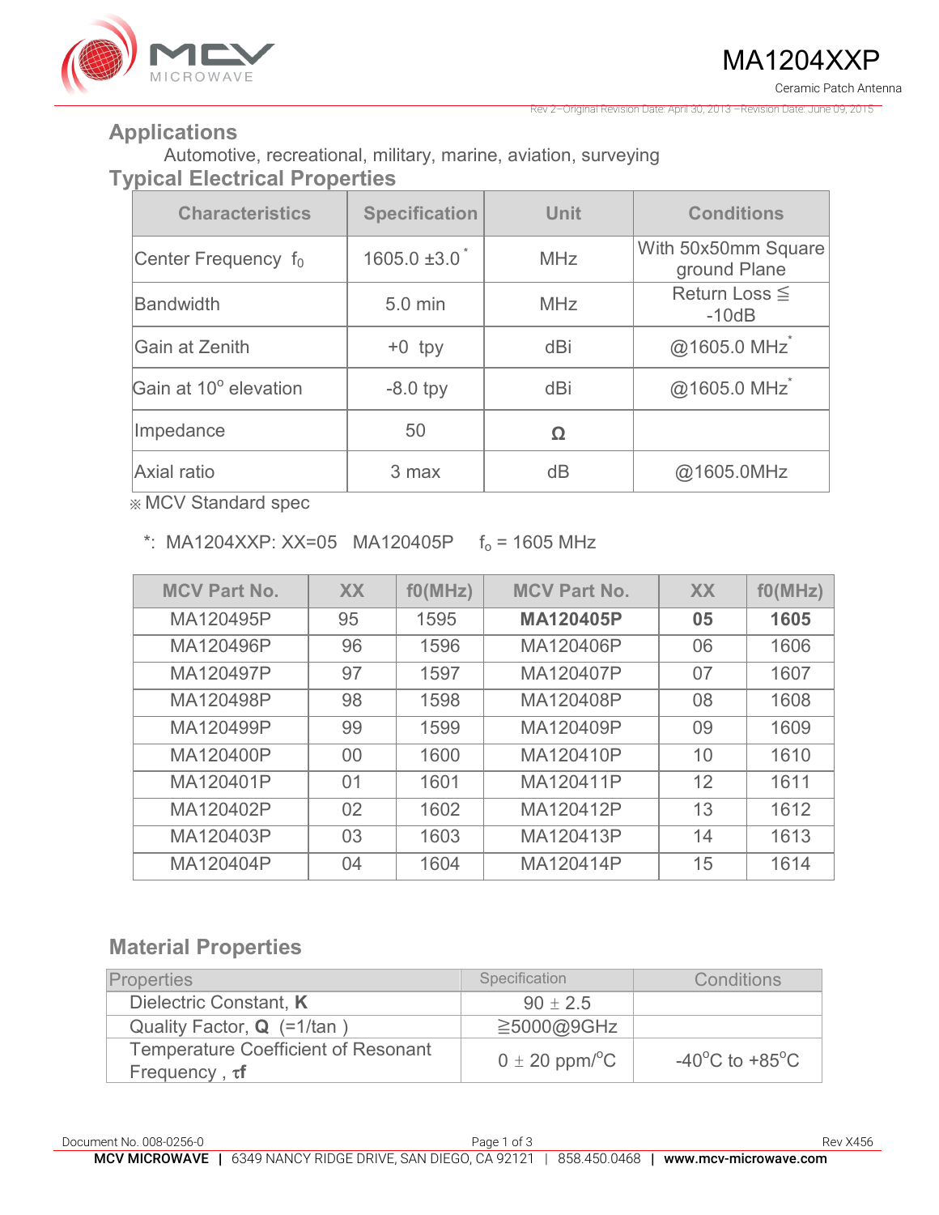# MA1204XXP

Ceramic Patch Antenna

Rev 2–Original Revision Date: April 30, 2013 –Revision Date: June 09, 2015

## Applications

Automotive, recreational, military, marine, aviation, surveying

## Typical Electrical Properties

| Characteristics | Specification | Unit | Conditions |
|---|---|---|---|
| Center Frequency $f_0$ | 1605.0 ±3.0 * | MHz | With 50x50mm Square ground Plane |
| Bandwidth | 5.0 min | MHz | Return Loss ≦ -10dB |
| Gain at Zenith | +0 tpy | dBi | @1605.0 MHz* |
| Gain at 10° elevation | -8.0 tpy | dBi | @1605.0 MHz* |
| Impedance | 50 | Ω | |
| Axial ratio | 3 max | dB | @1605.0MHz |

※ MCV Standard spec

*: MA1204XXP: XX=05 MA120405P $f_o$ = 1605 MHz

| MCV Part No. | XX | f0(MHz) | MCV Part No. | XX | f0(MHz) |
|---|---|---|---|---|---|
| MA120495P | 95 | 1595 | **MA120405P** | **05** | **1605** |
| MA120496P | 96 | 1596 | MA120406P | 06 | 1606 |
| MA120497P | 97 | 1597 | MA120407P | 07 | 1607 |
| MA120498P | 98 | 1598 | MA120408P | 08 | 1608 |
| MA120499P | 99 | 1599 | MA120409P | 09 | 1609 |
| MA120400P | 00 | 1600 | MA120410P | 10 | 1610 |
| MA120401P | 01 | 1601 | MA120411P | 12 | 1611 |
| MA120402P | 02 | 1602 | MA120412P | 13 | 1612 |
| MA120403P | 03 | 1603 | MA120413P | 14 | 1613 |
| MA120404P | 04 | 1604 | MA120414P | 15 | 1614 |

## Material Properties

| Properties | Specification | Conditions |
|---|---|---|
| Dielectric Constant, **K** | 90 ± 2.5 | |
| Quality Factor, **Q** (=1/tan ) | ≧5000@9GHz | |
| Temperature Coefficient of Resonant Frequency , **τf** | 0 ± 20 ppm/°C | -40°C to +85°C |

Document No. 008-0256-0 Rev X456

**MCV MICROWAVE** | 6349 NANCY RIDGE DRIVE, SAN DIEGO, CA 92121 | 858.450.0468 | **www.mcv-microwave.com**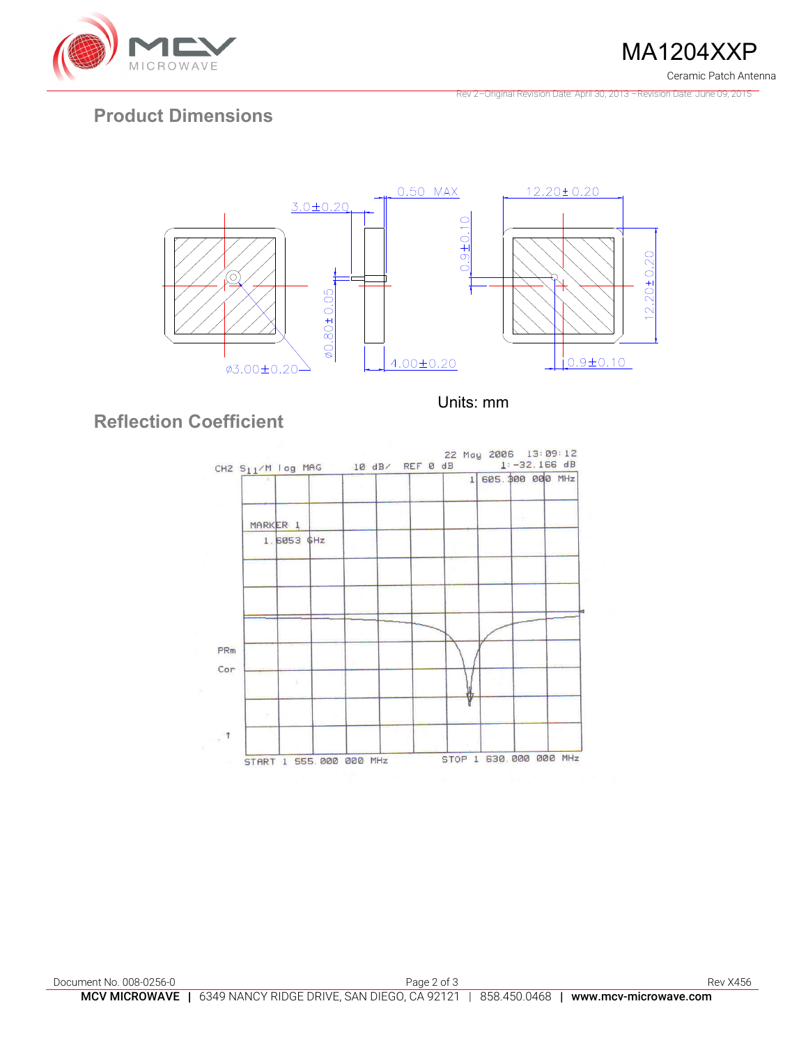## Product Dimensions

Units: mm

## Reflection Coefficient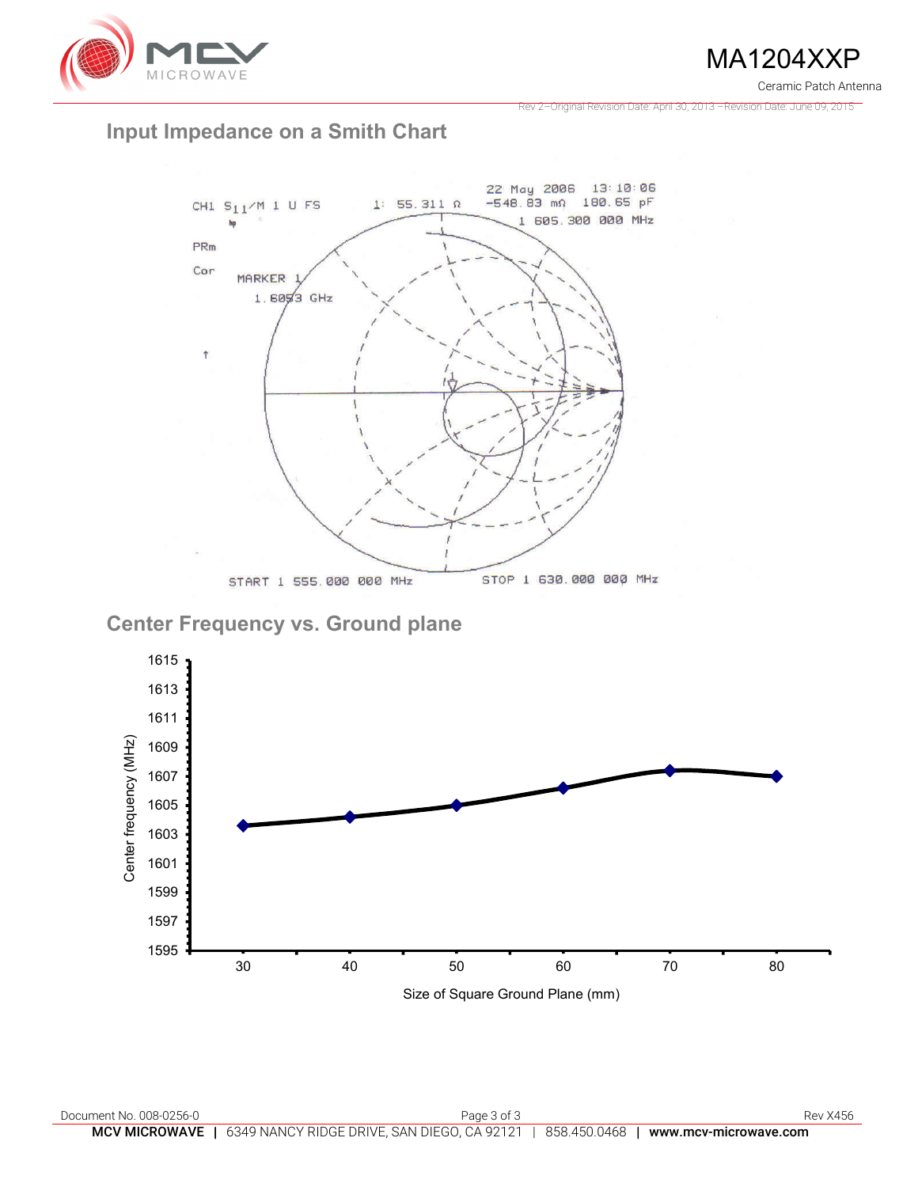## Input Impedance on a Smith Chart

CH1 $S_{11}$/M 1 U FS
1: 55.311 Ω
22 May 2006 13:10:06
-548.83 mΩ 180.65 pF
1 605.300 000 MHz

PRm
Cor

MARKER 1
1.6053 GHz

START 1 555.000 000 MHz
STOP 1 630.000 000 MHz

## Center Frequency vs. Ground plane

Center frequency (MHz)

1615
1613
1611
1609
1607
1605
1603
1601
1599
1597
1595

30 40 50 60 70 80

Size of Square Ground Plane (mm)